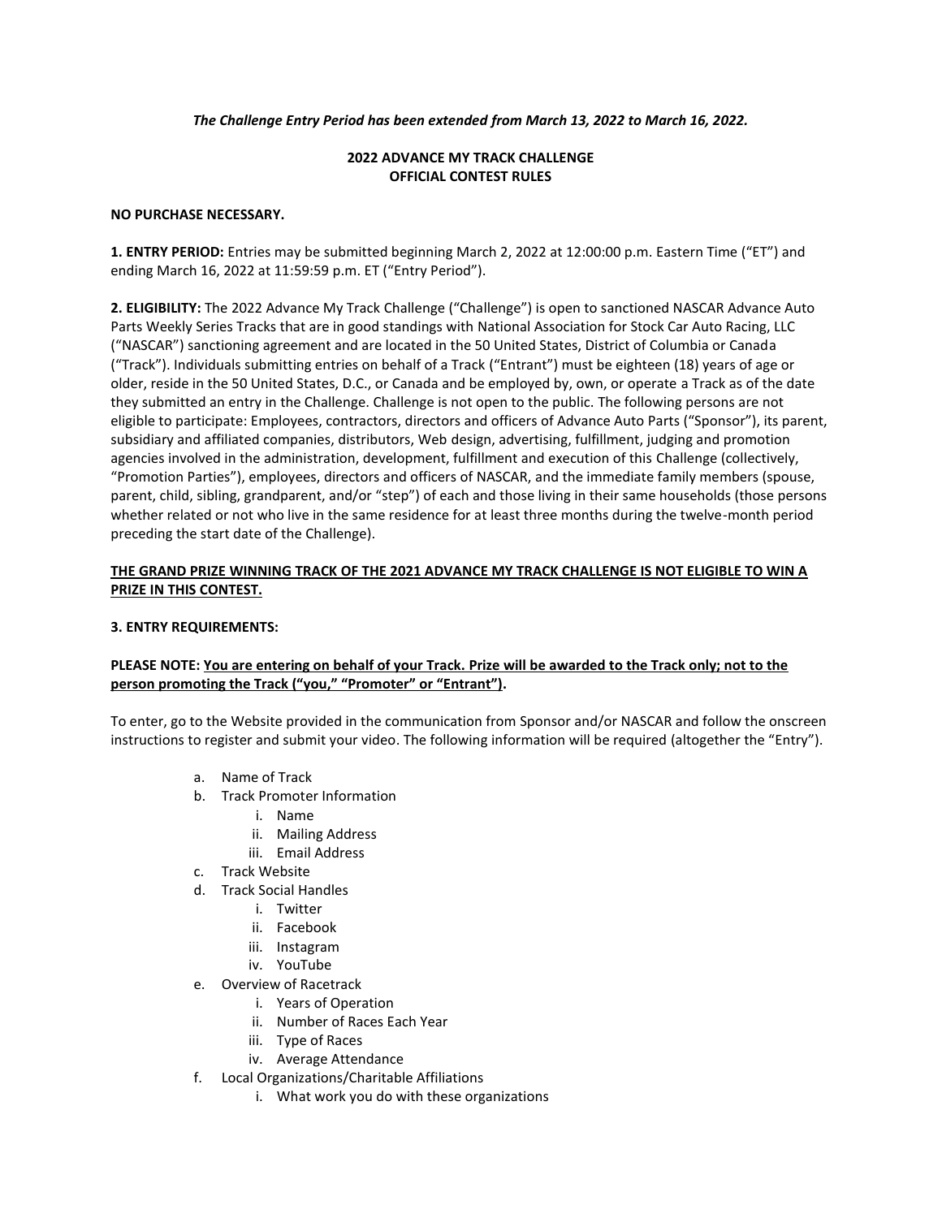*The Challenge Entry Period has been extended from March 13, 2022 to March 16, 2022.*

# 2022 ADVANCE MY TRACK CHALLENGE
## OFFICIAL CONTEST RULES

**NO PURCHASE NECESSARY.**

**1. ENTRY PERIOD:** Entries may be submitted beginning March 2, 2022 at 12:00:00 p.m. Eastern Time ("ET") and ending March 16, 2022 at 11:59:59 p.m. ET ("Entry Period").

**2. ELIGIBILITY:** The 2022 Advance My Track Challenge ("Challenge") is open to sanctioned NASCAR Advance Auto Parts Weekly Series Tracks that are in good standings with National Association for Stock Car Auto Racing, LLC ("NASCAR") sanctioning agreement and are located in the 50 United States, District of Columbia or Canada ("Track"). Individuals submitting entries on behalf of a Track ("Entrant") must be eighteen (18) years of age or older, reside in the 50 United States, D.C., or Canada and be employed by, own, or operate a Track as of the date they submitted an entry in the Challenge. Challenge is not open to the public. The following persons are not eligible to participate: Employees, contractors, directors and officers of Advance Auto Parts ("Sponsor"), its parent, subsidiary and affiliated companies, distributors, Web design, advertising, fulfillment, judging and promotion agencies involved in the administration, development, fulfillment and execution of this Challenge (collectively, "Promotion Parties"), employees, directors and officers of NASCAR, and the immediate family members (spouse, parent, child, sibling, grandparent, and/or "step") of each and those living in their same households (those persons whether related or not who live in the same residence for at least three months during the twelve-month period preceding the start date of the Challenge).

**<u>THE GRAND PRIZE WINNING TRACK OF THE 2021 ADVANCE MY TRACK CHALLENGE IS NOT ELIGIBLE TO WIN A PRIZE IN THIS CONTEST.</u>**

**3. ENTRY REQUIREMENTS:**

**PLEASE NOTE: <u>You are entering on behalf of your Track. Prize will be awarded to the Track only; not to the person promoting the Track ("you," "Promoter" or "Entrant")</u>.**

To enter, go to the Website provided in the communication from Sponsor and/or NASCAR and follow the onscreen instructions to register and submit your video. The following information will be required (altogether the "Entry").

a. Name of Track
b. Track Promoter Information
    i. Name
    ii. Mailing Address
    iii. Email Address
c. Track Website
d. Track Social Handles
    i. Twitter
    ii. Facebook
    iii. Instagram
    iv. YouTube
e. Overview of Racetrack
    i. Years of Operation
    ii. Number of Races Each Year
    iii. Type of Races
    iv. Average Attendance
f. Local Organizations/Charitable Affiliations
    i. What work you do with these organizations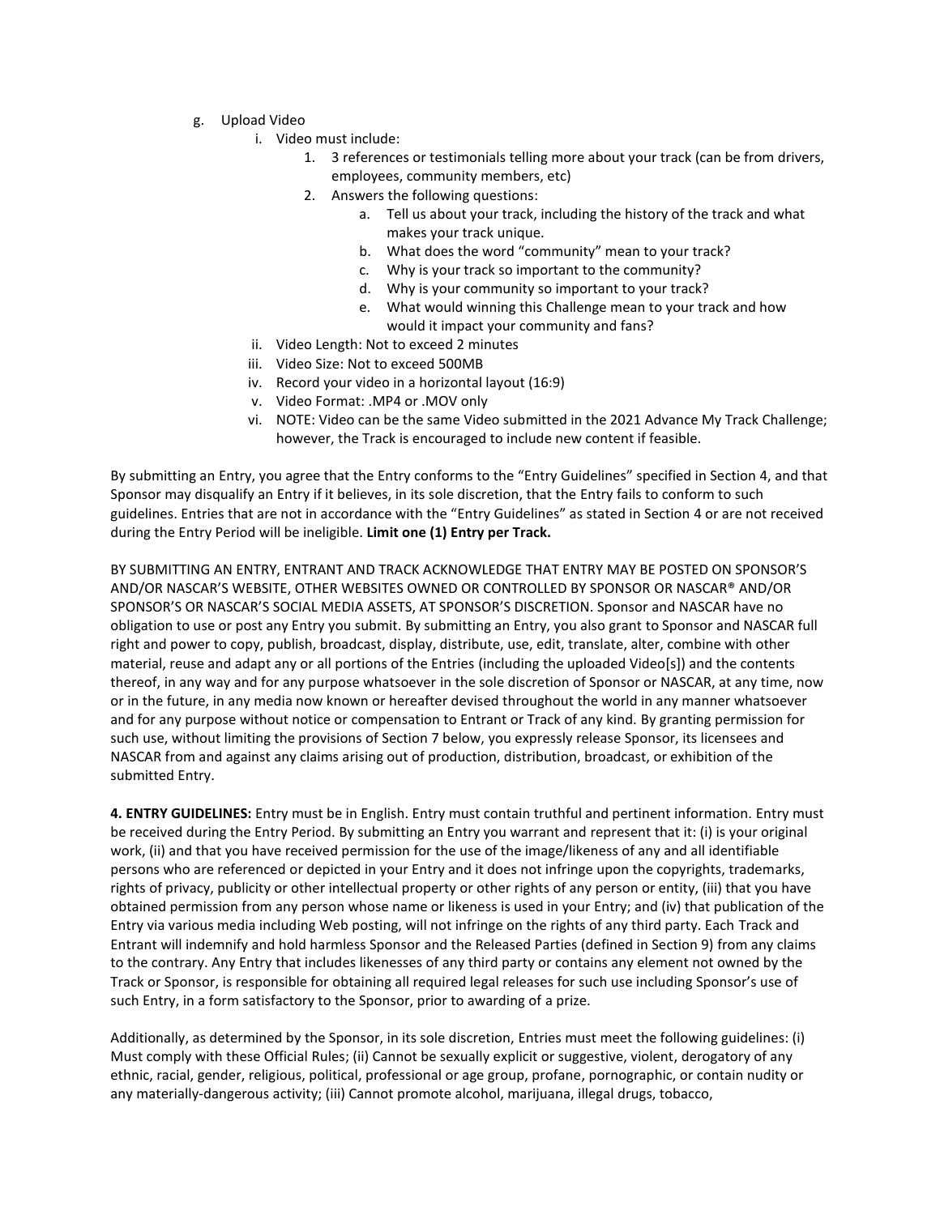g. Upload Video
    i. Video must include:
        1. 3 references or testimonials telling more about your track (can be from drivers, employees, community members, etc)
        2. Answers the following questions:
            a. Tell us about your track, including the history of the track and what makes your track unique.
            b. What does the word "community" mean to your track?
            c. Why is your track so important to the community?
            d. Why is your community so important to your track?
            e. What would winning this Challenge mean to your track and how would it impact your community and fans?
    ii. Video Length: Not to exceed 2 minutes
    iii. Video Size: Not to exceed 500MB
    iv. Record your video in a horizontal layout (16:9)
    v. Video Format: .MP4 or .MOV only
    vi. NOTE: Video can be the same Video submitted in the 2021 Advance My Track Challenge; however, the Track is encouraged to include new content if feasible.

By submitting an Entry, you agree that the Entry conforms to the "Entry Guidelines" specified in Section 4, and that Sponsor may disqualify an Entry if it believes, in its sole discretion, that the Entry fails to conform to such guidelines. Entries that are not in accordance with the "Entry Guidelines" as stated in Section 4 or are not received during the Entry Period will be ineligible. **Limit one (1) Entry per Track.**

BY SUBMITTING AN ENTRY, ENTRANT AND TRACK ACKNOWLEDGE THAT ENTRY MAY BE POSTED ON SPONSOR'S AND/OR NASCAR'S WEBSITE, OTHER WEBSITES OWNED OR CONTROLLED BY SPONSOR OR NASCAR® AND/OR SPONSOR'S OR NASCAR'S SOCIAL MEDIA ASSETS, AT SPONSOR'S DISCRETION. Sponsor and NASCAR have no obligation to use or post any Entry you submit. By submitting an Entry, you also grant to Sponsor and NASCAR full right and power to copy, publish, broadcast, display, distribute, use, edit, translate, alter, combine with other material, reuse and adapt any or all portions of the Entries (including the uploaded Video[s]) and the contents thereof, in any way and for any purpose whatsoever in the sole discretion of Sponsor or NASCAR, at any time, now or in the future, in any media now known or hereafter devised throughout the world in any manner whatsoever and for any purpose without notice or compensation to Entrant or Track of any kind. By granting permission for such use, without limiting the provisions of Section 7 below, you expressly release Sponsor, its licensees and NASCAR from and against any claims arising out of production, distribution, broadcast, or exhibition of the submitted Entry.

**4. ENTRY GUIDELINES:** Entry must be in English. Entry must contain truthful and pertinent information. Entry must be received during the Entry Period. By submitting an Entry you warrant and represent that it: (i) is your original work, (ii) and that you have received permission for the use of the image/likeness of any and all identifiable persons who are referenced or depicted in your Entry and it does not infringe upon the copyrights, trademarks, rights of privacy, publicity or other intellectual property or other rights of any person or entity, (iii) that you have obtained permission from any person whose name or likeness is used in your Entry; and (iv) that publication of the Entry via various media including Web posting, will not infringe on the rights of any third party. Each Track and Entrant will indemnify and hold harmless Sponsor and the Released Parties (defined in Section 9) from any claims to the contrary. Any Entry that includes likenesses of any third party or contains any element not owned by the Track or Sponsor, is responsible for obtaining all required legal releases for such use including Sponsor's use of such Entry, in a form satisfactory to the Sponsor, prior to awarding of a prize.

Additionally, as determined by the Sponsor, in its sole discretion, Entries must meet the following guidelines: (i) Must comply with these Official Rules; (ii) Cannot be sexually explicit or suggestive, violent, derogatory of any ethnic, racial, gender, religious, political, professional or age group, profane, pornographic, or contain nudity or any materially-dangerous activity; (iii) Cannot promote alcohol, marijuana, illegal drugs, tobacco,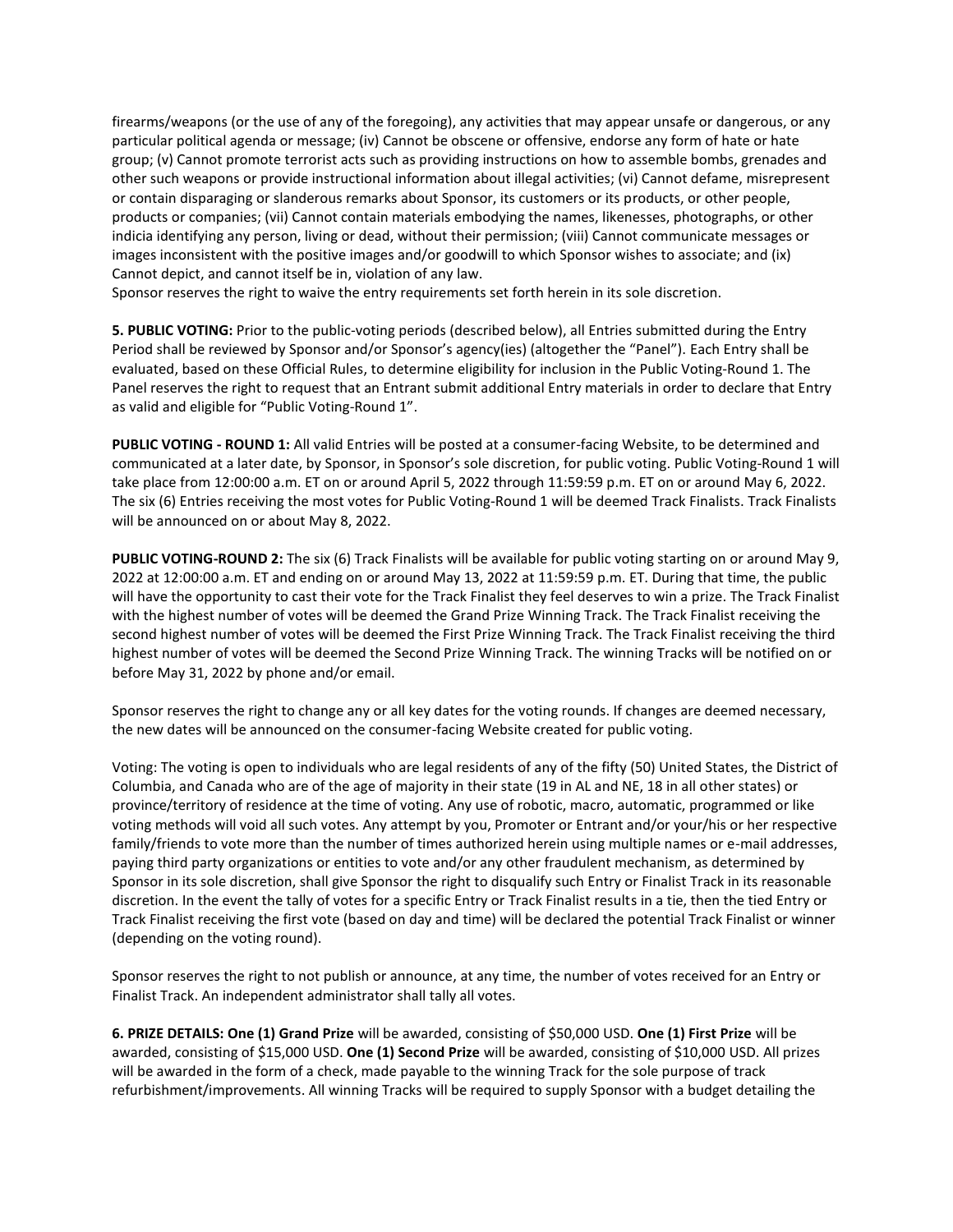firearms/weapons (or the use of any of the foregoing), any activities that may appear unsafe or dangerous, or any particular political agenda or message; (iv) Cannot be obscene or offensive, endorse any form of hate or hate group; (v) Cannot promote terrorist acts such as providing instructions on how to assemble bombs, grenades and other such weapons or provide instructional information about illegal activities; (vi) Cannot defame, misrepresent or contain disparaging or slanderous remarks about Sponsor, its customers or its products, or other people, products or companies; (vii) Cannot contain materials embodying the names, likenesses, photographs, or other indicia identifying any person, living or dead, without their permission; (viii) Cannot communicate messages or images inconsistent with the positive images and/or goodwill to which Sponsor wishes to associate; and (ix) Cannot depict, and cannot itself be in, violation of any law.
Sponsor reserves the right to waive the entry requirements set forth herein in its sole discretion.

**5. PUBLIC VOTING:** Prior to the public-voting periods (described below), all Entries submitted during the Entry Period shall be reviewed by Sponsor and/or Sponsor's agency(ies) (altogether the "Panel"). Each Entry shall be evaluated, based on these Official Rules, to determine eligibility for inclusion in the Public Voting-Round 1. The Panel reserves the right to request that an Entrant submit additional Entry materials in order to declare that Entry as valid and eligible for "Public Voting-Round 1".

**PUBLIC VOTING - ROUND 1:** All valid Entries will be posted at a consumer-facing Website, to be determined and communicated at a later date, by Sponsor, in Sponsor's sole discretion, for public voting. Public Voting-Round 1 will take place from 12:00:00 a.m. ET on or around April 5, 2022 through 11:59:59 p.m. ET on or around May 6, 2022. The six (6) Entries receiving the most votes for Public Voting-Round 1 will be deemed Track Finalists. Track Finalists will be announced on or about May 8, 2022.

**PUBLIC VOTING-ROUND 2:** The six (6) Track Finalists will be available for public voting starting on or around May 9, 2022 at 12:00:00 a.m. ET and ending on or around May 13, 2022 at 11:59:59 p.m. ET. During that time, the public will have the opportunity to cast their vote for the Track Finalist they feel deserves to win a prize. The Track Finalist with the highest number of votes will be deemed the Grand Prize Winning Track. The Track Finalist receiving the second highest number of votes will be deemed the First Prize Winning Track. The Track Finalist receiving the third highest number of votes will be deemed the Second Prize Winning Track. The winning Tracks will be notified on or before May 31, 2022 by phone and/or email.

Sponsor reserves the right to change any or all key dates for the voting rounds. If changes are deemed necessary, the new dates will be announced on the consumer-facing Website created for public voting.

Voting: The voting is open to individuals who are legal residents of any of the fifty (50) United States, the District of Columbia, and Canada who are of the age of majority in their state (19 in AL and NE, 18 in all other states) or province/territory of residence at the time of voting. Any use of robotic, macro, automatic, programmed or like voting methods will void all such votes. Any attempt by you, Promoter or Entrant and/or your/his or her respective family/friends to vote more than the number of times authorized herein using multiple names or e-mail addresses, paying third party organizations or entities to vote and/or any other fraudulent mechanism, as determined by Sponsor in its sole discretion, shall give Sponsor the right to disqualify such Entry or Finalist Track in its reasonable discretion. In the event the tally of votes for a specific Entry or Track Finalist results in a tie, then the tied Entry or Track Finalist receiving the first vote (based on day and time) will be declared the potential Track Finalist or winner (depending on the voting round).

Sponsor reserves the right to not publish or announce, at any time, the number of votes received for an Entry or Finalist Track. An independent administrator shall tally all votes.

**6. PRIZE DETAILS: One (1) Grand Prize** will be awarded, consisting of $50,000 USD. **One (1) First Prize** will be awarded, consisting of $15,000 USD. **One (1) Second Prize** will be awarded, consisting of $10,000 USD. All prizes will be awarded in the form of a check, made payable to the winning Track for the sole purpose of track refurbishment/improvements. All winning Tracks will be required to supply Sponsor with a budget detailing the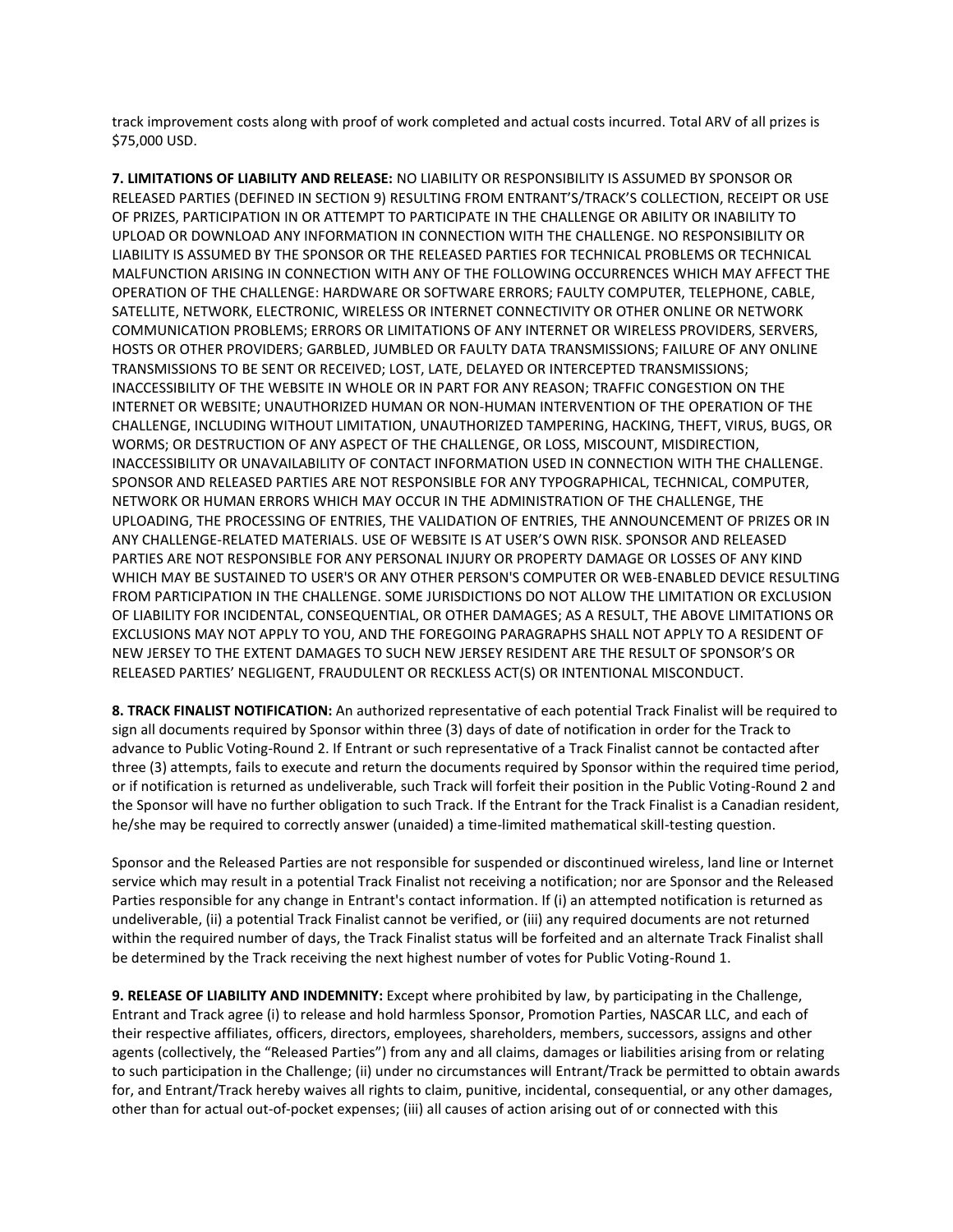track improvement costs along with proof of work completed and actual costs incurred. Total ARV of all prizes is $75,000 USD.

**7. LIMITATIONS OF LIABILITY AND RELEASE:** NO LIABILITY OR RESPONSIBILITY IS ASSUMED BY SPONSOR OR RELEASED PARTIES (DEFINED IN SECTION 9) RESULTING FROM ENTRANT'S/TRACK'S COLLECTION, RECEIPT OR USE OF PRIZES, PARTICIPATION IN OR ATTEMPT TO PARTICIPATE IN THE CHALLENGE OR ABILITY OR INABILITY TO UPLOAD OR DOWNLOAD ANY INFORMATION IN CONNECTION WITH THE CHALLENGE. NO RESPONSIBILITY OR LIABILITY IS ASSUMED BY THE SPONSOR OR THE RELEASED PARTIES FOR TECHNICAL PROBLEMS OR TECHNICAL MALFUNCTION ARISING IN CONNECTION WITH ANY OF THE FOLLOWING OCCURRENCES WHICH MAY AFFECT THE OPERATION OF THE CHALLENGE: HARDWARE OR SOFTWARE ERRORS; FAULTY COMPUTER, TELEPHONE, CABLE, SATELLITE, NETWORK, ELECTRONIC, WIRELESS OR INTERNET CONNECTIVITY OR OTHER ONLINE OR NETWORK COMMUNICATION PROBLEMS; ERRORS OR LIMITATIONS OF ANY INTERNET OR WIRELESS PROVIDERS, SERVERS, HOSTS OR OTHER PROVIDERS; GARBLED, JUMBLED OR FAULTY DATA TRANSMISSIONS; FAILURE OF ANY ONLINE TRANSMISSIONS TO BE SENT OR RECEIVED; LOST, LATE, DELAYED OR INTERCEPTED TRANSMISSIONS; INACCESSIBILITY OF THE WEBSITE IN WHOLE OR IN PART FOR ANY REASON; TRAFFIC CONGESTION ON THE INTERNET OR WEBSITE; UNAUTHORIZED HUMAN OR NON-HUMAN INTERVENTION OF THE OPERATION OF THE CHALLENGE, INCLUDING WITHOUT LIMITATION, UNAUTHORIZED TAMPERING, HACKING, THEFT, VIRUS, BUGS, OR WORMS; OR DESTRUCTION OF ANY ASPECT OF THE CHALLENGE, OR LOSS, MISCOUNT, MISDIRECTION, INACCESSIBILITY OR UNAVAILABILITY OF CONTACT INFORMATION USED IN CONNECTION WITH THE CHALLENGE. SPONSOR AND RELEASED PARTIES ARE NOT RESPONSIBLE FOR ANY TYPOGRAPHICAL, TECHNICAL, COMPUTER, NETWORK OR HUMAN ERRORS WHICH MAY OCCUR IN THE ADMINISTRATION OF THE CHALLENGE, THE UPLOADING, THE PROCESSING OF ENTRIES, THE VALIDATION OF ENTRIES, THE ANNOUNCEMENT OF PRIZES OR IN ANY CHALLENGE-RELATED MATERIALS. USE OF WEBSITE IS AT USER'S OWN RISK. SPONSOR AND RELEASED PARTIES ARE NOT RESPONSIBLE FOR ANY PERSONAL INJURY OR PROPERTY DAMAGE OR LOSSES OF ANY KIND WHICH MAY BE SUSTAINED TO USER'S OR ANY OTHER PERSON'S COMPUTER OR WEB-ENABLED DEVICE RESULTING FROM PARTICIPATION IN THE CHALLENGE. SOME JURISDICTIONS DO NOT ALLOW THE LIMITATION OR EXCLUSION OF LIABILITY FOR INCIDENTAL, CONSEQUENTIAL, OR OTHER DAMAGES; AS A RESULT, THE ABOVE LIMITATIONS OR EXCLUSIONS MAY NOT APPLY TO YOU, AND THE FOREGOING PARAGRAPHS SHALL NOT APPLY TO A RESIDENT OF NEW JERSEY TO THE EXTENT DAMAGES TO SUCH NEW JERSEY RESIDENT ARE THE RESULT OF SPONSOR'S OR RELEASED PARTIES' NEGLIGENT, FRAUDULENT OR RECKLESS ACT(S) OR INTENTIONAL MISCONDUCT.

**8. TRACK FINALIST NOTIFICATION:** An authorized representative of each potential Track Finalist will be required to sign all documents required by Sponsor within three (3) days of date of notification in order for the Track to advance to Public Voting-Round 2. If Entrant or such representative of a Track Finalist cannot be contacted after three (3) attempts, fails to execute and return the documents required by Sponsor within the required time period, or if notification is returned as undeliverable, such Track will forfeit their position in the Public Voting-Round 2 and the Sponsor will have no further obligation to such Track. If the Entrant for the Track Finalist is a Canadian resident, he/she may be required to correctly answer (unaided) a time-limited mathematical skill-testing question.

Sponsor and the Released Parties are not responsible for suspended or discontinued wireless, land line or Internet service which may result in a potential Track Finalist not receiving a notification; nor are Sponsor and the Released Parties responsible for any change in Entrant's contact information. If (i) an attempted notification is returned as undeliverable, (ii) a potential Track Finalist cannot be verified, or (iii) any required documents are not returned within the required number of days, the Track Finalist status will be forfeited and an alternate Track Finalist shall be determined by the Track receiving the next highest number of votes for Public Voting-Round 1.

**9. RELEASE OF LIABILITY AND INDEMNITY:** Except where prohibited by law, by participating in the Challenge, Entrant and Track agree (i) to release and hold harmless Sponsor, Promotion Parties, NASCAR LLC, and each of their respective affiliates, officers, directors, employees, shareholders, members, successors, assigns and other agents (collectively, the "Released Parties") from any and all claims, damages or liabilities arising from or relating to such participation in the Challenge; (ii) under no circumstances will Entrant/Track be permitted to obtain awards for, and Entrant/Track hereby waives all rights to claim, punitive, incidental, consequential, or any other damages, other than for actual out-of-pocket expenses; (iii) all causes of action arising out of or connected with this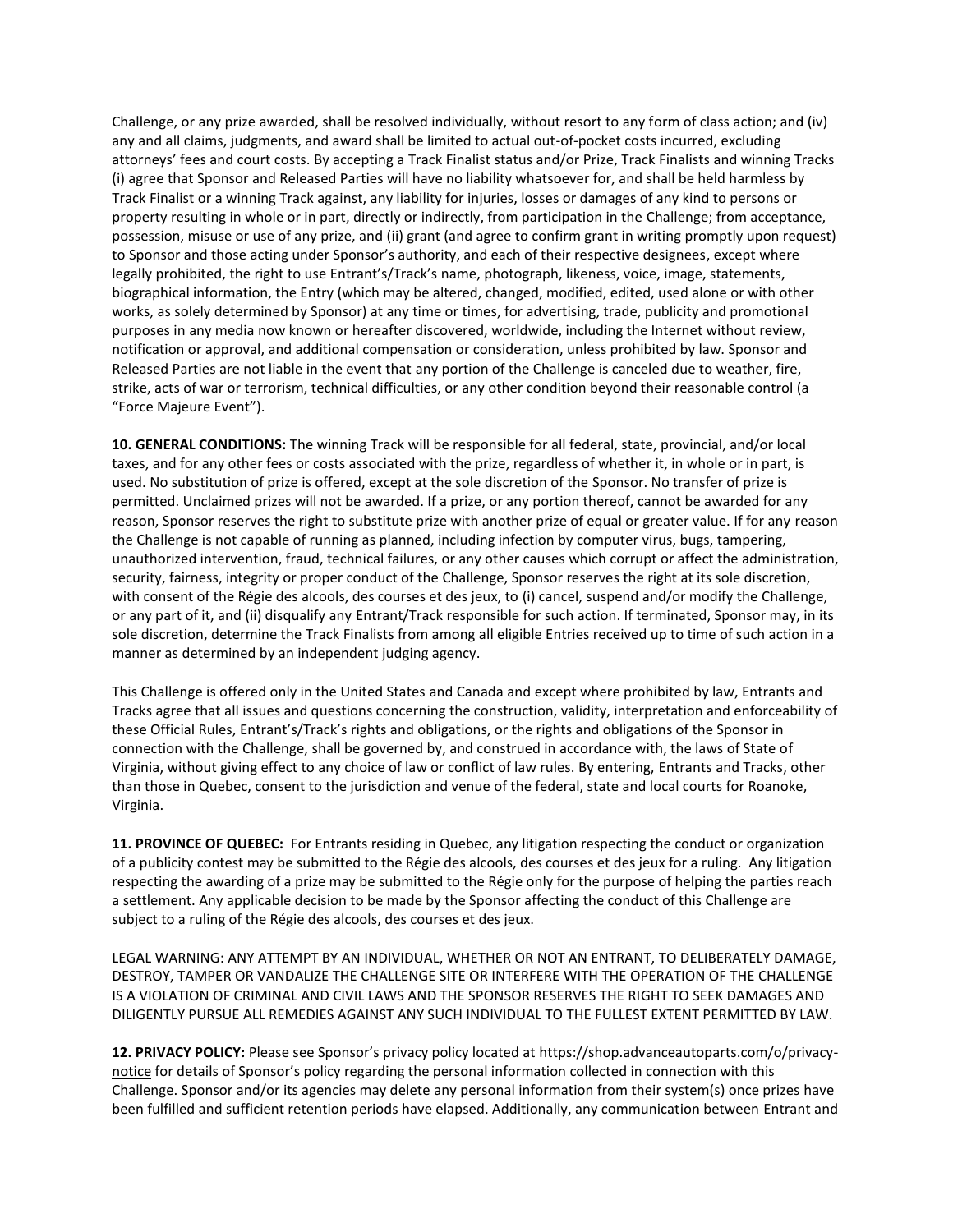Challenge, or any prize awarded, shall be resolved individually, without resort to any form of class action; and (iv) any and all claims, judgments, and award shall be limited to actual out-of-pocket costs incurred, excluding attorneys' fees and court costs. By accepting a Track Finalist status and/or Prize, Track Finalists and winning Tracks (i) agree that Sponsor and Released Parties will have no liability whatsoever for, and shall be held harmless by Track Finalist or a winning Track against, any liability for injuries, losses or damages of any kind to persons or property resulting in whole or in part, directly or indirectly, from participation in the Challenge; from acceptance, possession, misuse or use of any prize, and (ii) grant (and agree to confirm grant in writing promptly upon request) to Sponsor and those acting under Sponsor's authority, and each of their respective designees, except where legally prohibited, the right to use Entrant's/Track's name, photograph, likeness, voice, image, statements, biographical information, the Entry (which may be altered, changed, modified, edited, used alone or with other works, as solely determined by Sponsor) at any time or times, for advertising, trade, publicity and promotional purposes in any media now known or hereafter discovered, worldwide, including the Internet without review, notification or approval, and additional compensation or consideration, unless prohibited by law. Sponsor and Released Parties are not liable in the event that any portion of the Challenge is canceled due to weather, fire, strike, acts of war or terrorism, technical difficulties, or any other condition beyond their reasonable control (a "Force Majeure Event").

**10. GENERAL CONDITIONS:** The winning Track will be responsible for all federal, state, provincial, and/or local taxes, and for any other fees or costs associated with the prize, regardless of whether it, in whole or in part, is used. No substitution of prize is offered, except at the sole discretion of the Sponsor. No transfer of prize is permitted. Unclaimed prizes will not be awarded. If a prize, or any portion thereof, cannot be awarded for any reason, Sponsor reserves the right to substitute prize with another prize of equal or greater value. If for any reason the Challenge is not capable of running as planned, including infection by computer virus, bugs, tampering, unauthorized intervention, fraud, technical failures, or any other causes which corrupt or affect the administration, security, fairness, integrity or proper conduct of the Challenge, Sponsor reserves the right at its sole discretion, with consent of the Régie des alcools, des courses et des jeux, to (i) cancel, suspend and/or modify the Challenge, or any part of it, and (ii) disqualify any Entrant/Track responsible for such action. If terminated, Sponsor may, in its sole discretion, determine the Track Finalists from among all eligible Entries received up to time of such action in a manner as determined by an independent judging agency.

This Challenge is offered only in the United States and Canada and except where prohibited by law, Entrants and Tracks agree that all issues and questions concerning the construction, validity, interpretation and enforceability of these Official Rules, Entrant's/Track's rights and obligations, or the rights and obligations of the Sponsor in connection with the Challenge, shall be governed by, and construed in accordance with, the laws of State of Virginia, without giving effect to any choice of law or conflict of law rules. By entering, Entrants and Tracks, other than those in Quebec, consent to the jurisdiction and venue of the federal, state and local courts for Roanoke, Virginia.

**11. PROVINCE OF QUEBEC:** For Entrants residing in Quebec, any litigation respecting the conduct or organization of a publicity contest may be submitted to the Régie des alcools, des courses et des jeux for a ruling. Any litigation respecting the awarding of a prize may be submitted to the Régie only for the purpose of helping the parties reach a settlement. Any applicable decision to be made by the Sponsor affecting the conduct of this Challenge are subject to a ruling of the Régie des alcools, des courses et des jeux.

LEGAL WARNING: ANY ATTEMPT BY AN INDIVIDUAL, WHETHER OR NOT AN ENTRANT, TO DELIBERATELY DAMAGE, DESTROY, TAMPER OR VANDALIZE THE CHALLENGE SITE OR INTERFERE WITH THE OPERATION OF THE CHALLENGE IS A VIOLATION OF CRIMINAL AND CIVIL LAWS AND THE SPONSOR RESERVES THE RIGHT TO SEEK DAMAGES AND DILIGENTLY PURSUE ALL REMEDIES AGAINST ANY SUCH INDIVIDUAL TO THE FULLEST EXTENT PERMITTED BY LAW.

**12. PRIVACY POLICY:** Please see Sponsor's privacy policy located at https://shop.advanceautoparts.com/o/privacy-notice for details of Sponsor's policy regarding the personal information collected in connection with this Challenge. Sponsor and/or its agencies may delete any personal information from their system(s) once prizes have been fulfilled and sufficient retention periods have elapsed. Additionally, any communication between Entrant and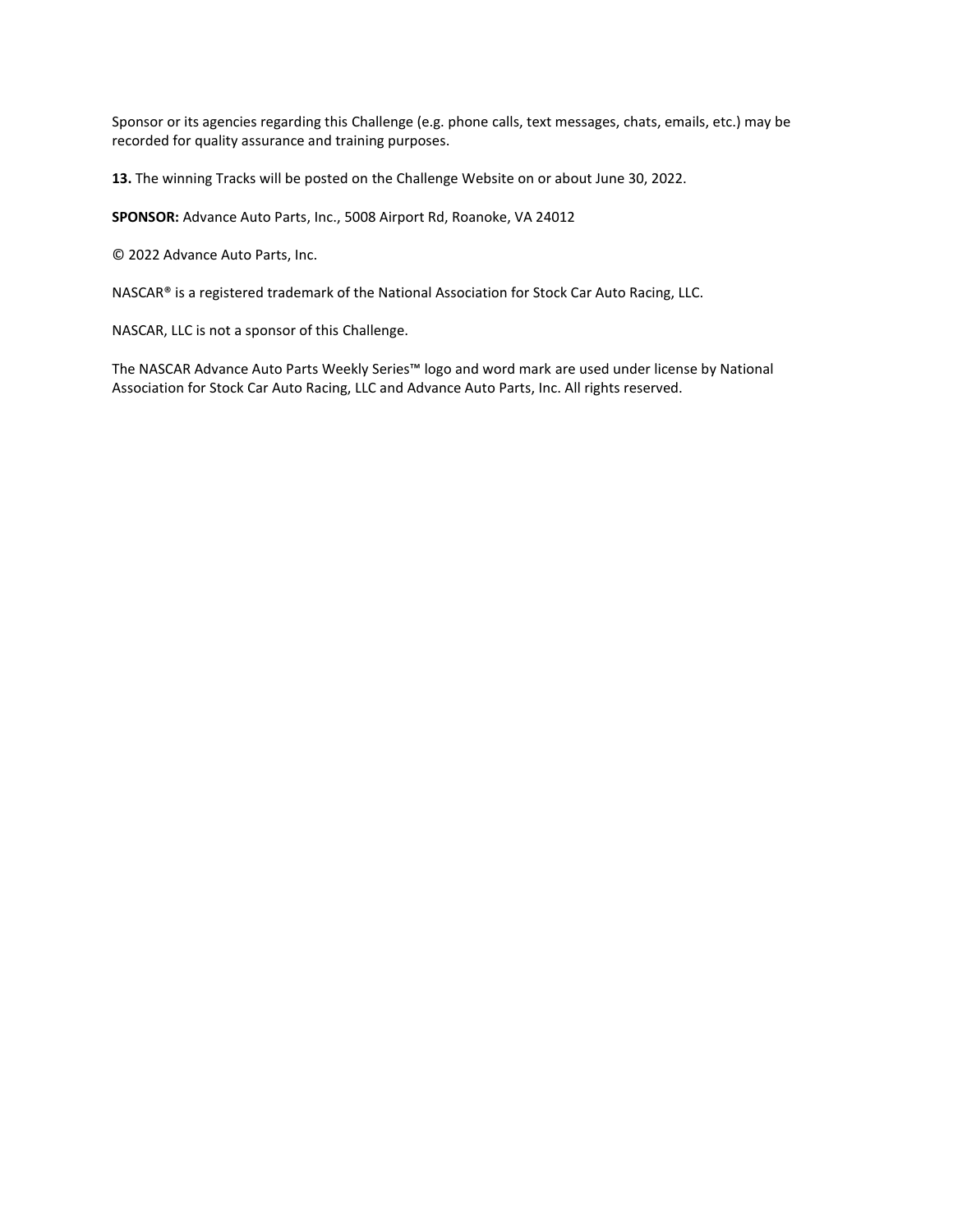Sponsor or its agencies regarding this Challenge (e.g. phone calls, text messages, chats, emails, etc.) may be recorded for quality assurance and training purposes.

**13.** The winning Tracks will be posted on the Challenge Website on or about June 30, 2022.

**SPONSOR:** Advance Auto Parts, Inc., 5008 Airport Rd, Roanoke, VA 24012

© 2022 Advance Auto Parts, Inc.

NASCAR® is a registered trademark of the National Association for Stock Car Auto Racing, LLC.

NASCAR, LLC is not a sponsor of this Challenge.

The NASCAR Advance Auto Parts Weekly Series™ logo and word mark are used under license by National Association for Stock Car Auto Racing, LLC and Advance Auto Parts, Inc. All rights reserved.